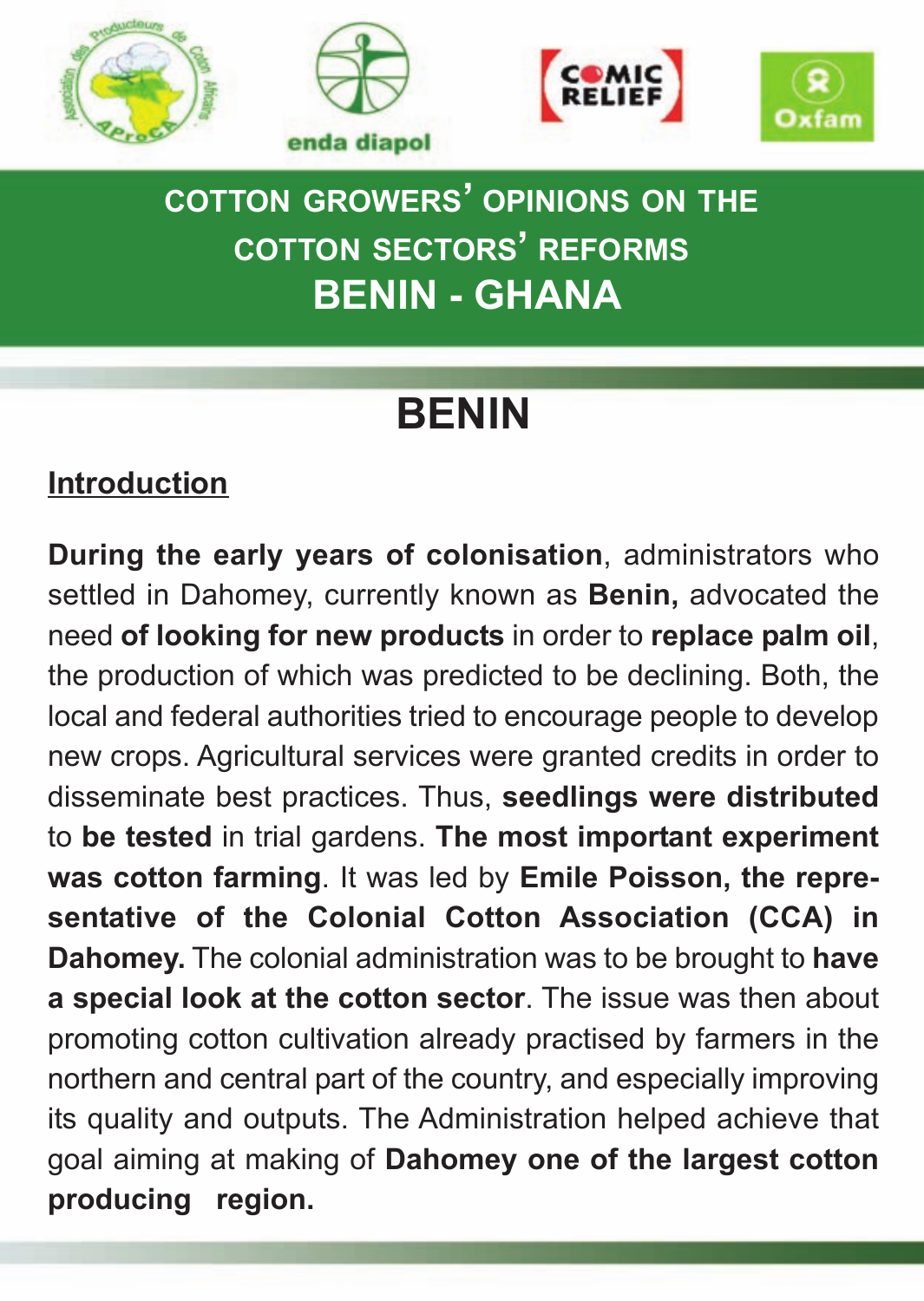# COTTON GROWERS' OPINIONS ON THE COTTON SECTORS' REFORMS BENIN - GHANA

## BENIN

### Introduction

**During the early years of colonisation**, administrators who settled in Dahomey, currently known as **Benin,** advocated the need **of looking for new products** in order to **replace palm oil**, the production of which was predicted to be declining. Both, the local and federal authorities tried to encourage people to develop new crops. Agricultural services were granted credits in order to disseminate best practices. Thus, **seedlings were distributed** to **be tested** in trial gardens. **The most important experiment was cotton farming**. It was led by **Emile Poisson, the representative of the Colonial Cotton Association (CCA) in Dahomey.** The colonial administration was to be brought to **have a special look at the cotton sector**. The issue was then about promoting cotton cultivation already practised by farmers in the northern and central part of the country, and especially improving its quality and outputs. The Administration helped achieve that goal aiming at making of **Dahomey one of the largest cotton producing region.**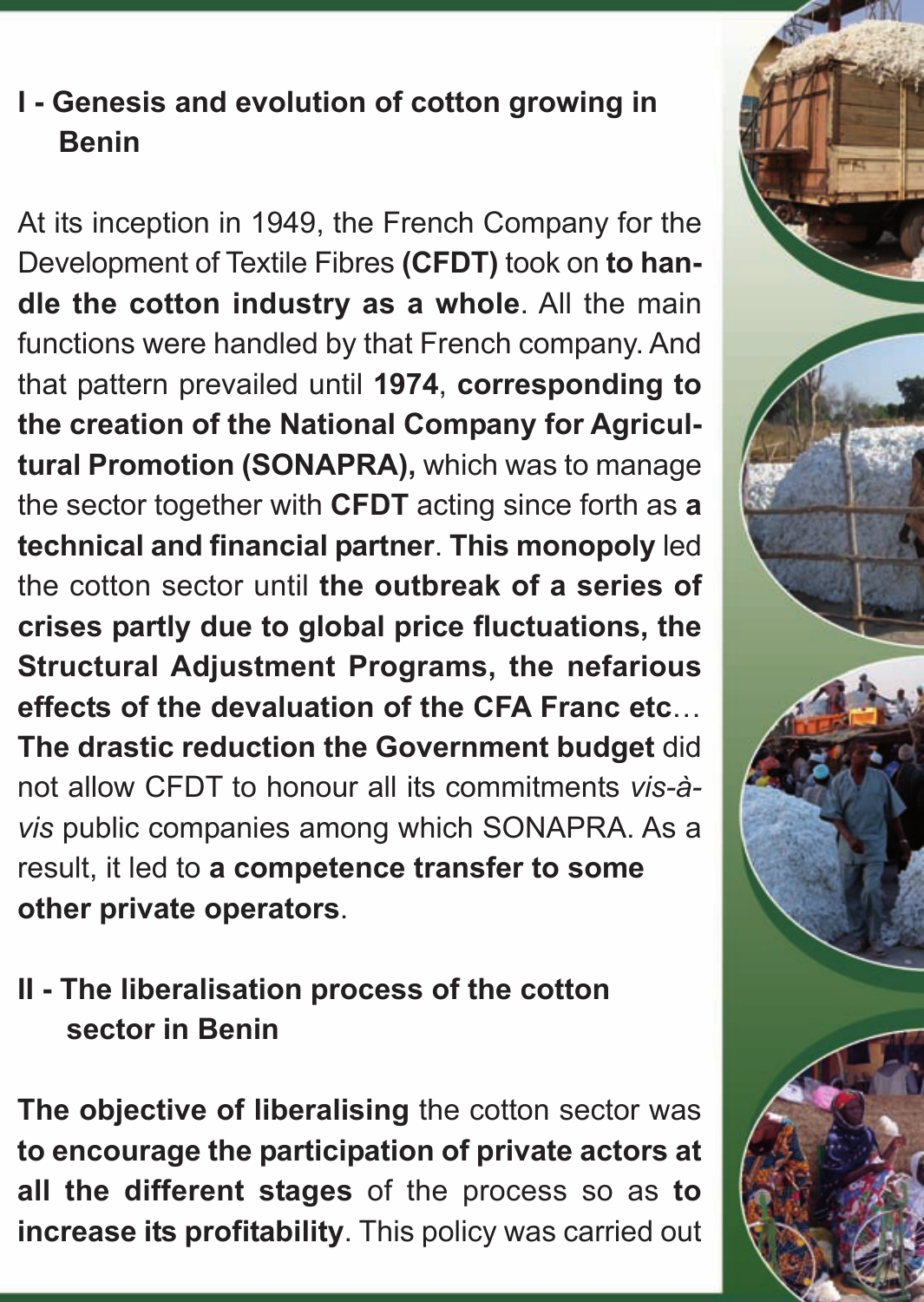## I - Genesis and evolution of cotton growing in Benin

At its inception in 1949, the French Company for the Development of Textile Fibres **(CFDT)** took on **to handle the cotton industry as a whole**. All the main functions were handled by that French company. And that pattern prevailed until **1974**, **corresponding to the creation of the National Company for Agricultural Promotion (SONAPRA),** which was to manage the sector together with **CFDT** acting since forth as **a technical and financial partner**. **This monopoly** led the cotton sector until **the outbreak of a series of crises partly due to global price fluctuations, the Structural Adjustment Programs, the nefarious effects of the devaluation of the CFA Franc etc**… **The drastic reduction the Government budget** did not allow CFDT to honour all its commitments *vis-à-vis* public companies among which SONAPRA. As a result, it led to **a competence transfer to some other private operators**.

## II - The liberalisation process of the cotton sector in Benin

**The objective of liberalising** the cotton sector was **to encourage the participation of private actors at all the different stages** of the process so as **to increase its profitability**. This policy was carried out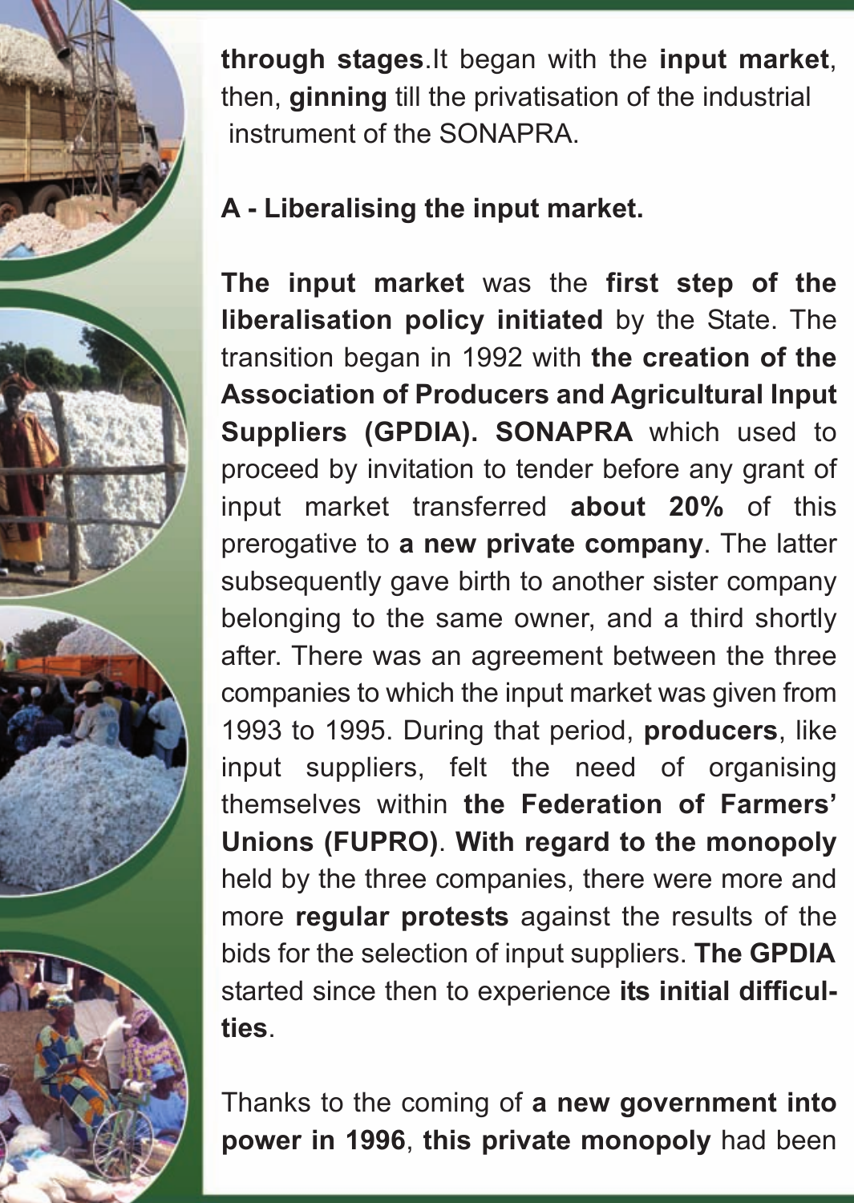**through stages**.It began with the **input market**, then, **ginning** till the privatisation of the industrial instrument of the SONAPRA.

## A - Liberalising the input market.

**The input market** was the **first step of the liberalisation policy initiated** by the State. The transition began in 1992 with **the creation of the Association of Producers and Agricultural Input Suppliers (GPDIA). SONAPRA** which used to proceed by invitation to tender before any grant of input market transferred **about 20%** of this prerogative to **a new private company**. The latter subsequently gave birth to another sister company belonging to the same owner, and a third shortly after. There was an agreement between the three companies to which the input market was given from 1993 to 1995. During that period, **producers**, like input suppliers, felt the need of organising themselves within **the Federation of Farmers' Unions (FUPRO)**. **With regard to the monopoly** held by the three companies, there were more and more **regular protests** against the results of the bids for the selection of input suppliers. **The GPDIA** started since then to experience **its initial difficulties**.

Thanks to the coming of **a new government into power in 1996**, **this private monopoly** had been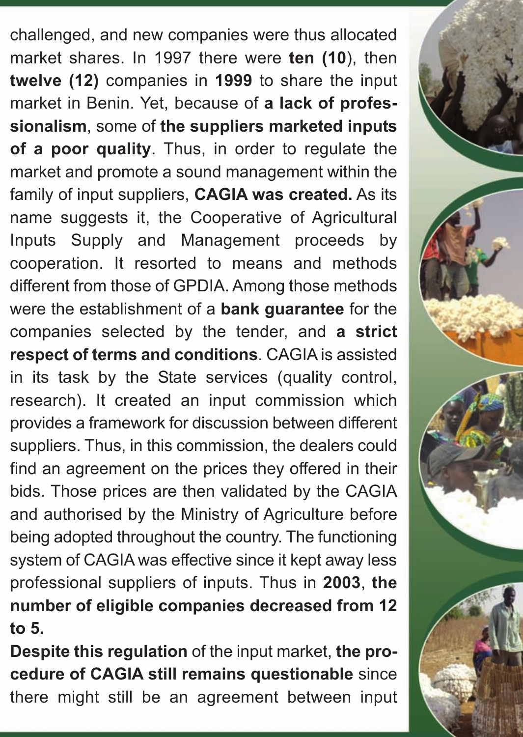challenged, and new companies were thus allocated market shares. In 1997 there were **ten (10**), then **twelve (12)** companies in **1999** to share the input market in Benin. Yet, because of **a lack of professionalism**, some of **the suppliers marketed inputs of a poor quality**. Thus, in order to regulate the market and promote a sound management within the family of input suppliers, **CAGIA was created.** As its name suggests it, the Cooperative of Agricultural Inputs Supply and Management proceeds by cooperation. It resorted to means and methods different from those of GPDIA. Among those methods were the establishment of a **bank guarantee** for the companies selected by the tender, and **a strict respect of terms and conditions**. CAGIA is assisted in its task by the State services (quality control, research). It created an input commission which provides a framework for discussion between different suppliers. Thus, in this commission, the dealers could find an agreement on the prices they offered in their bids. Those prices are then validated by the CAGIA and authorised by the Ministry of Agriculture before being adopted throughout the country. The functioning system of CAGIA was effective since it kept away less professional suppliers of inputs. Thus in **2003**, **the number of eligible companies decreased from 12 to 5.**

**Despite this regulation** of the input market, **the procedure of CAGIA still remains questionable** since there might still be an agreement between input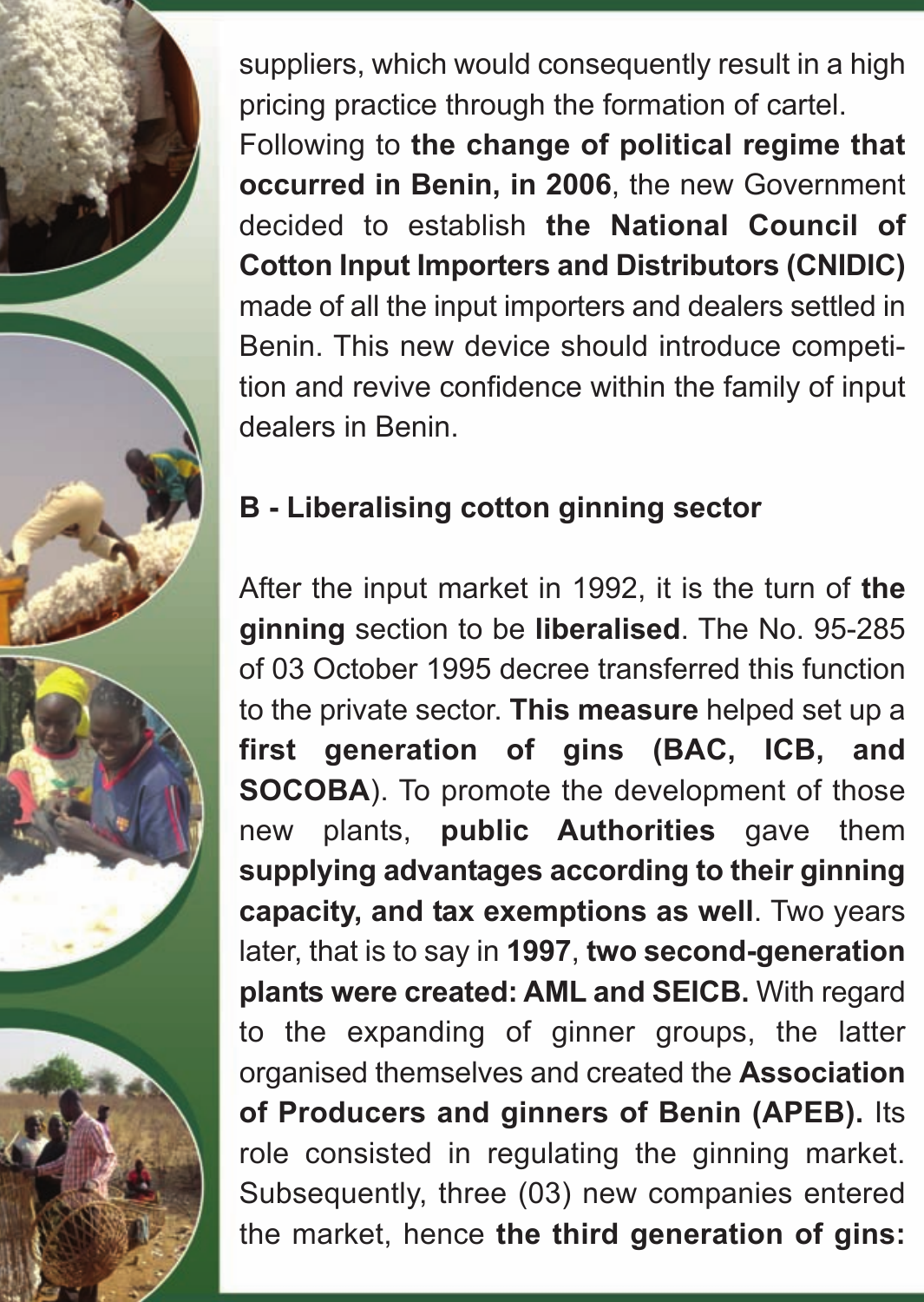suppliers, which would consequently result in a high pricing practice through the formation of cartel.

Following to **the change of political regime that occurred in Benin, in 2006**, the new Government decided to establish **the National Council of Cotton Input Importers and Distributors (CNIDIC)** made of all the input importers and dealers settled in Benin. This new device should introduce competition and revive confidence within the family of input dealers in Benin.

## B - Liberalising cotton ginning sector

After the input market in 1992, it is the turn of **the ginning** section to be **liberalised**. The No. 95-285 of 03 October 1995 decree transferred this function to the private sector. **This measure** helped set up a **first generation of gins (BAC, ICB, and SOCOBA**). To promote the development of those new plants, **public Authorities** gave them **supplying advantages according to their ginning capacity, and tax exemptions as well**. Two years later, that is to say in **1997**, **two second-generation plants were created: AML and SEICB.** With regard to the expanding of ginner groups, the latter organised themselves and created the **Association of Producers and ginners of Benin (APEB).** Its role consisted in regulating the ginning market. Subsequently, three (03) new companies entered the market, hence **the third generation of gins:**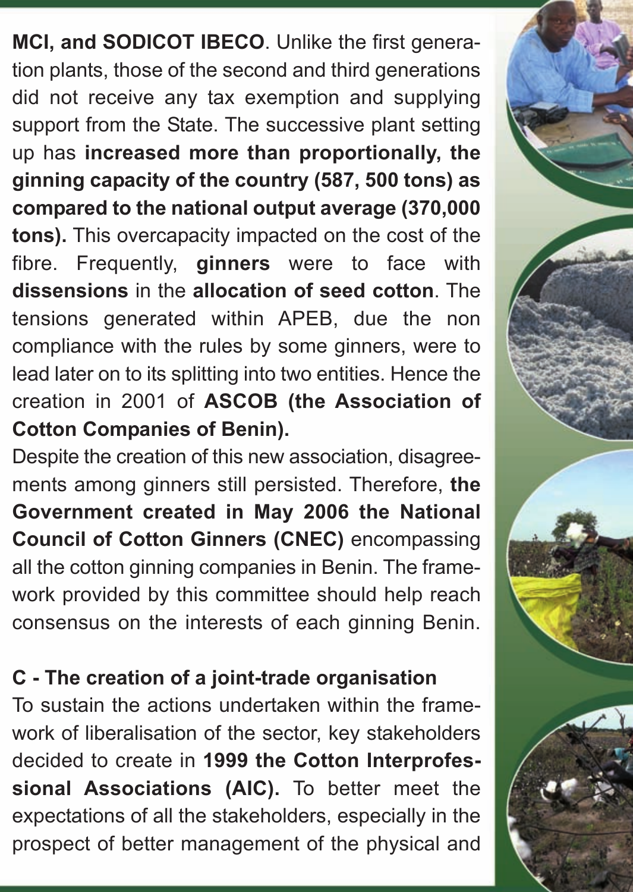**MCI, and SODICOT IBECO**. Unlike the first generation plants, those of the second and third generations did not receive any tax exemption and supplying support from the State. The successive plant setting up has **increased more than proportionally, the ginning capacity of the country (587, 500 tons) as compared to the national output average (370,000 tons).** This overcapacity impacted on the cost of the fibre. Frequently, **ginners** were to face with **dissensions** in the **allocation of seed cotton**. The tensions generated within APEB, due the non compliance with the rules by some ginners, were to lead later on to its splitting into two entities. Hence the creation in 2001 of **ASCOB (the Association of Cotton Companies of Benin).**

Despite the creation of this new association, disagreements among ginners still persisted. Therefore, **the Government created in May 2006 the National Council of Cotton Ginners (CNEC)** encompassing all the cotton ginning companies in Benin. The framework provided by this committee should help reach consensus on the interests of each ginning Benin.

### C - The creation of a joint-trade organisation

To sustain the actions undertaken within the framework of liberalisation of the sector, key stakeholders decided to create in **1999 the Cotton Interprofessional Associations (AIC).** To better meet the expectations of all the stakeholders, especially in the prospect of better management of the physical and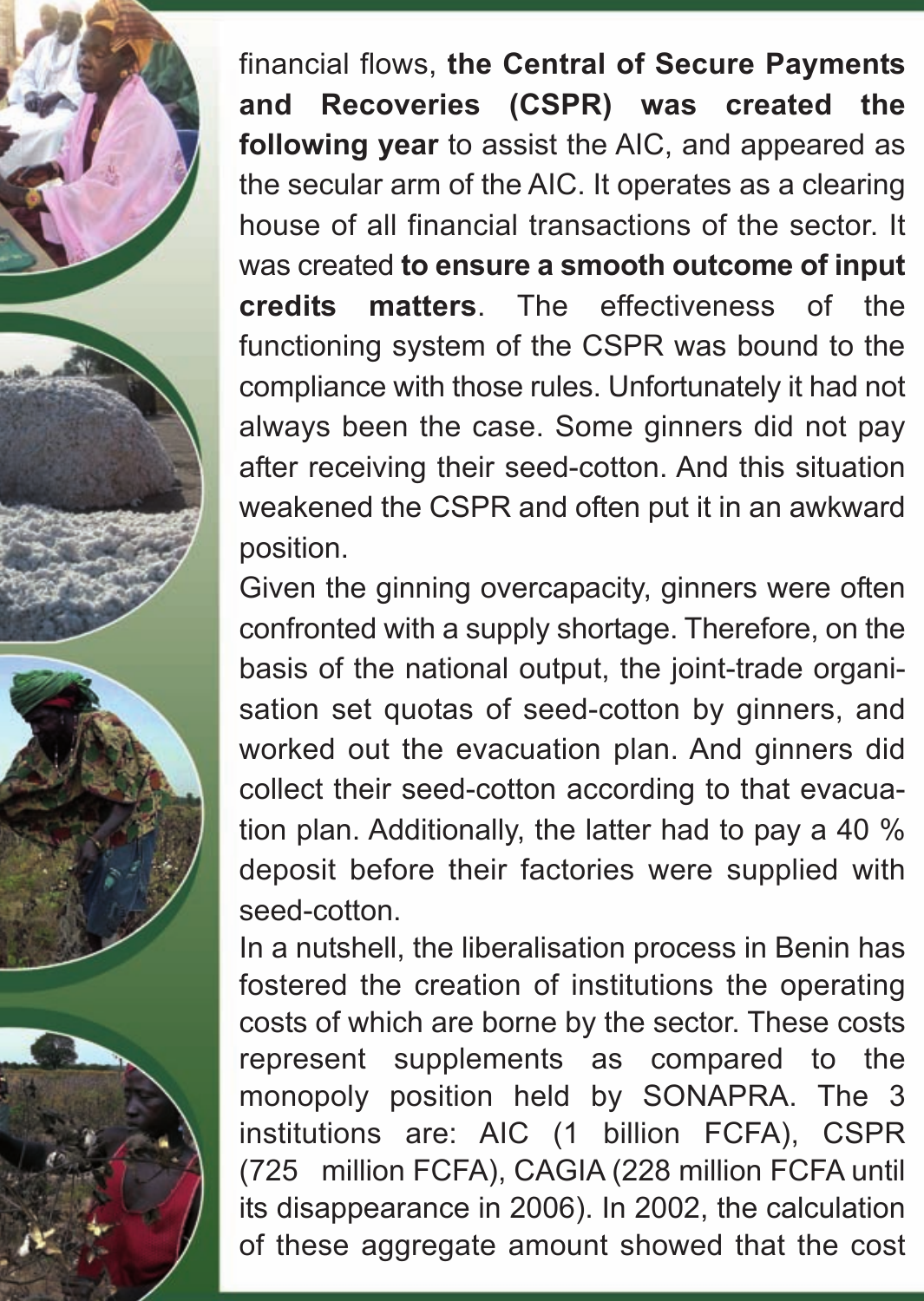financial flows, **the Central of Secure Payments and Recoveries (CSPR) was created the following year** to assist the AIC, and appeared as the secular arm of the AIC. It operates as a clearing house of all financial transactions of the sector. It was created **to ensure a smooth outcome of input credits matters**. The effectiveness of the functioning system of the CSPR was bound to the compliance with those rules. Unfortunately it had not always been the case. Some ginners did not pay after receiving their seed-cotton. And this situation weakened the CSPR and often put it in an awkward position.

Given the ginning overcapacity, ginners were often confronted with a supply shortage. Therefore, on the basis of the national output, the joint-trade organisation set quotas of seed-cotton by ginners, and worked out the evacuation plan. And ginners did collect their seed-cotton according to that evacuation plan. Additionally, the latter had to pay a 40 % deposit before their factories were supplied with seed-cotton.

In a nutshell, the liberalisation process in Benin has fostered the creation of institutions the operating costs of which are borne by the sector. These costs represent supplements as compared to the monopoly position held by SONAPRA. The 3 institutions are: AIC (1 billion FCFA), CSPR (725 million FCFA), CAGIA (228 million FCFA until its disappearance in 2006). In 2002, the calculation of these aggregate amount showed that the cost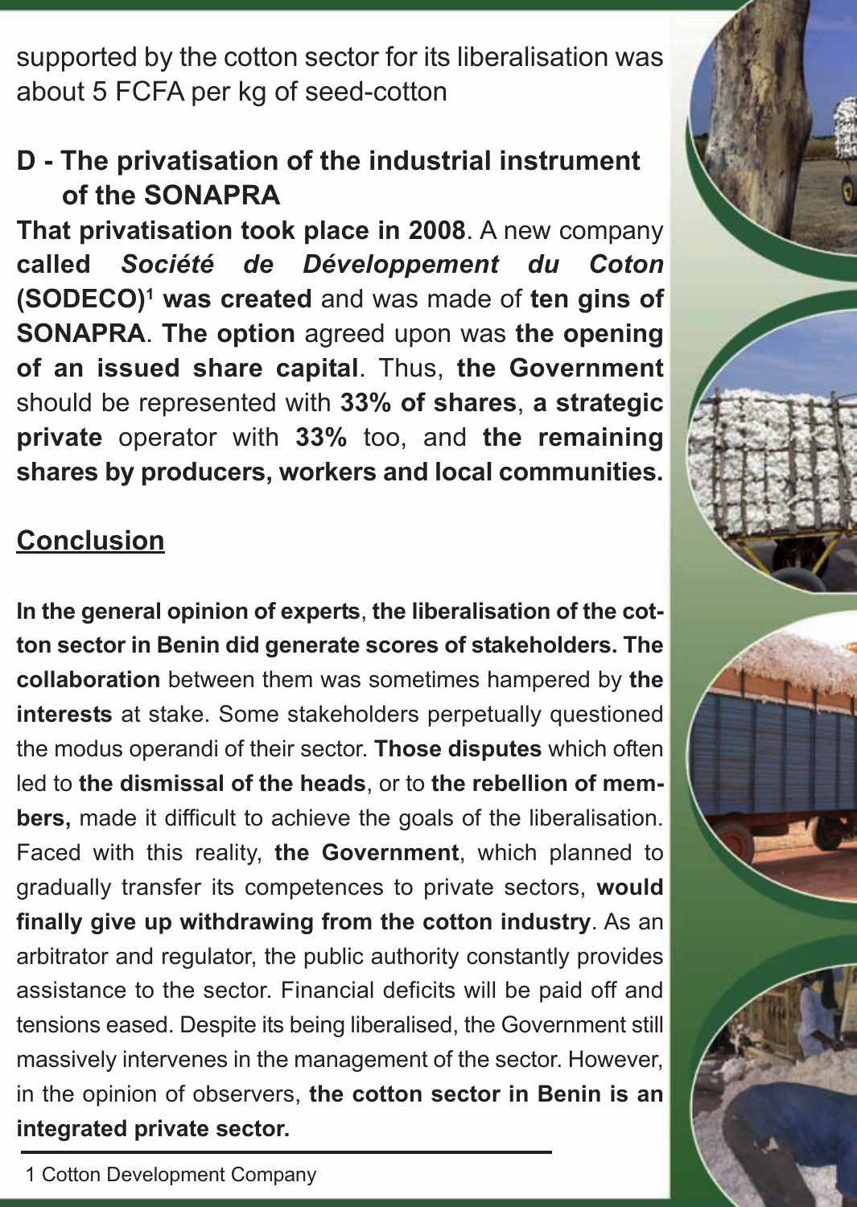supported by the cotton sector for its liberalisation was about 5 FCFA per kg of seed-cotton

## D - The privatisation of the industrial instrument of the SONAPRA

**That privatisation took place in 2008**. A new company **called *Société de Développement du Coton* (SODECO)[1] was created** and was made of **ten gins of SONAPRA**. **The option** agreed upon was **the opening of an issued share capital**. Thus, **the Government** should be represented with **33% of shares**, **a strategic private** operator with **33%** too, and **the remaining shares by producers, workers and local communities.**

## Conclusion

**In the general opinion of experts**, **the liberalisation of the cotton sector in Benin did generate scores of stakeholders. The collaboration** between them was sometimes hampered by **the interests** at stake. Some stakeholders perpetually questioned the modus operandi of their sector. **Those disputes** which often led to **the dismissal of the heads**, or to **the rebellion of members,** made it difficult to achieve the goals of the liberalisation. Faced with this reality, **the Government**, which planned to gradually transfer its competences to private sectors, **would finally give up withdrawing from the cotton industry**. As an arbitrator and regulator, the public authority constantly provides assistance to the sector. Financial deficits will be paid off and tensions eased. Despite its being liberalised, the Government still massively intervenes in the management of the sector. However, in the opinion of observers, **the cotton sector in Benin is an integrated private sector.**

---

1 Cotton Development Company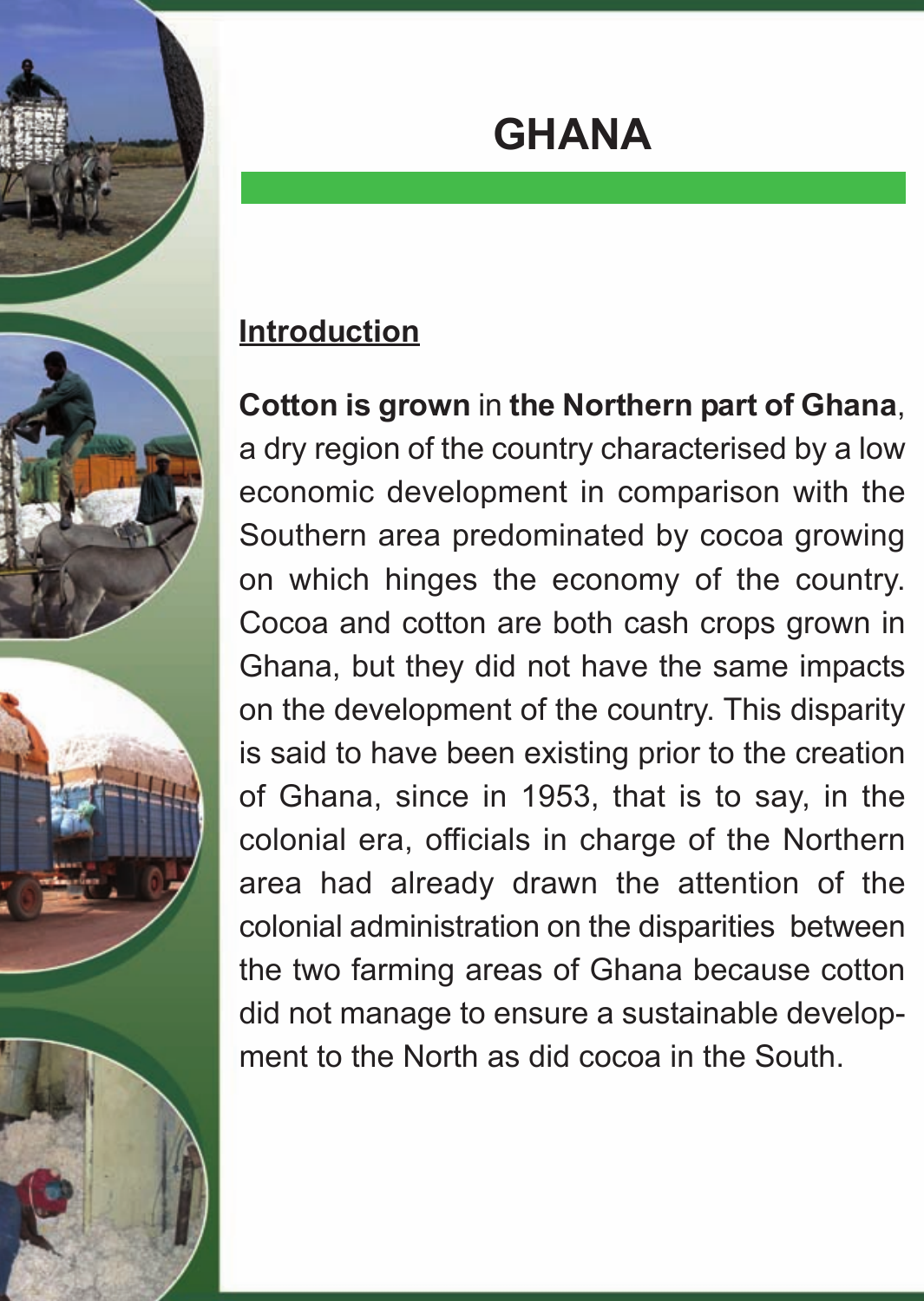# GHANA

## Introduction

**Cotton is grown** in **the Northern part of Ghana**, a dry region of the country characterised by a low economic development in comparison with the Southern area predominated by cocoa growing on which hinges the economy of the country. Cocoa and cotton are both cash crops grown in Ghana, but they did not have the same impacts on the development of the country. This disparity is said to have been existing prior to the creation of Ghana, since in 1953, that is to say, in the colonial era, officials in charge of the Northern area had already drawn the attention of the colonial administration on the disparities between the two farming areas of Ghana because cotton did not manage to ensure a sustainable development to the North as did cocoa in the South.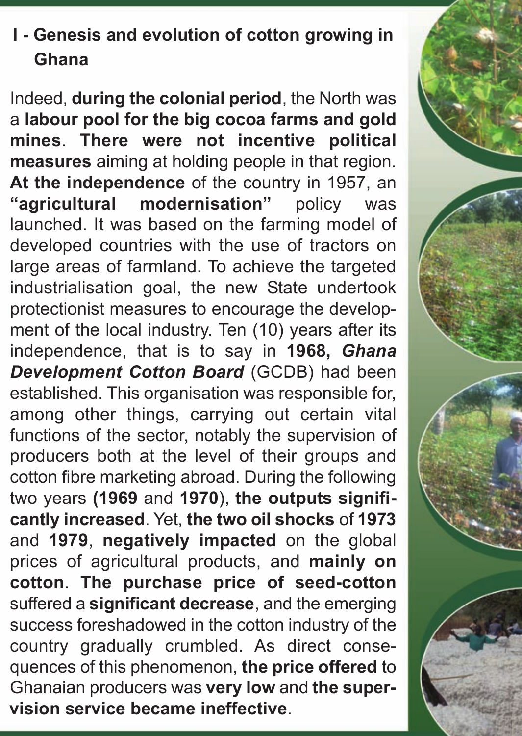## I - Genesis and evolution of cotton growing in Ghana

Indeed, **during the colonial period**, the North was a **labour pool for the big cocoa farms and gold mines**. **There were not incentive political measures** aiming at holding people in that region. **At the independence** of the country in 1957, an **"agricultural modernisation"** policy was launched. It was based on the farming model of developed countries with the use of tractors on large areas of farmland. To achieve the targeted industrialisation goal, the new State undertook protectionist measures to encourage the development of the local industry. Ten (10) years after its independence, that is to say in **1968, *Ghana Development Cotton Board*** (GCDB) had been established. This organisation was responsible for, among other things, carrying out certain vital functions of the sector, notably the supervision of producers both at the level of their groups and cotton fibre marketing abroad. During the following two years **(1969** and **1970**), **the outputs significantly increased**. Yet, **the two oil shocks** of **1973** and **1979**, **negatively impacted** on the global prices of agricultural products, and **mainly on cotton**. **The purchase price of seed-cotton** suffered a **significant decrease**, and the emerging success foreshadowed in the cotton industry of the country gradually crumbled. As direct consequences of this phenomenon, **the price offered** to Ghanaian producers was **very low** and **the supervision service became ineffective**.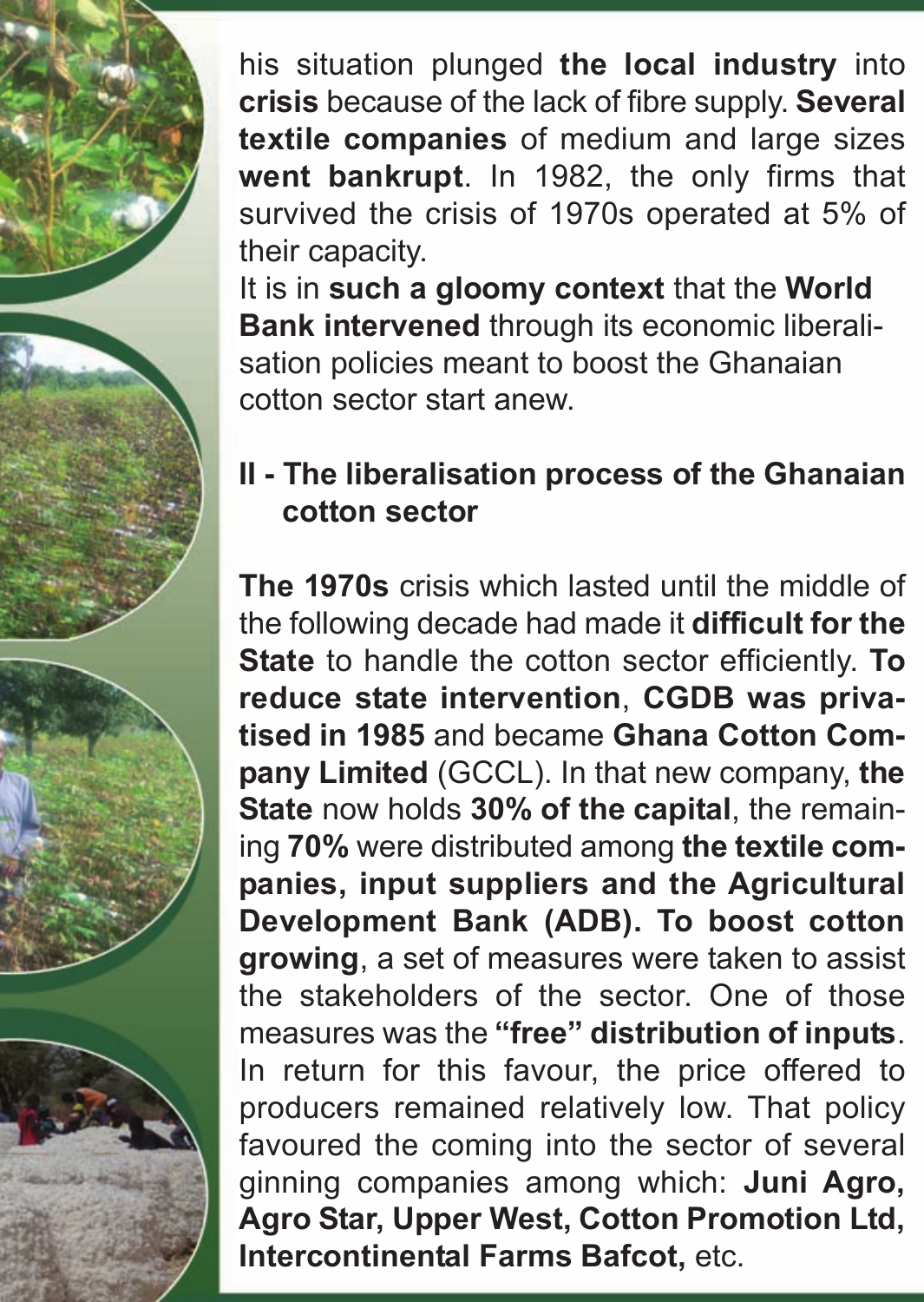his situation plunged **the local industry** into **crisis** because of the lack of fibre supply. **Several textile companies** of medium and large sizes **went bankrupt**. In 1982, the only firms that survived the crisis of 1970s operated at 5% of their capacity.

It is in **such a gloomy context** that the **World Bank intervened** through its economic liberalisation policies meant to boost the Ghanaian cotton sector start anew.

## II - The liberalisation process of the Ghanaian cotton sector

**The 1970s** crisis which lasted until the middle of the following decade had made it **difficult for the State** to handle the cotton sector efficiently. **To reduce state intervention**, **CGDB was privatised in 1985** and became **Ghana Cotton Company Limited** (GCCL). In that new company, **the State** now holds **30% of the capital**, the remaining **70%** were distributed among **the textile companies, input suppliers and the Agricultural Development Bank (ADB). To boost cotton growing**, a set of measures were taken to assist the stakeholders of the sector. One of those measures was the **"free" distribution of inputs**. In return for this favour, the price offered to producers remained relatively low. That policy favoured the coming into the sector of several ginning companies among which: **Juni Agro, Agro Star, Upper West, Cotton Promotion Ltd, Intercontinental Farms Bafcot,** etc.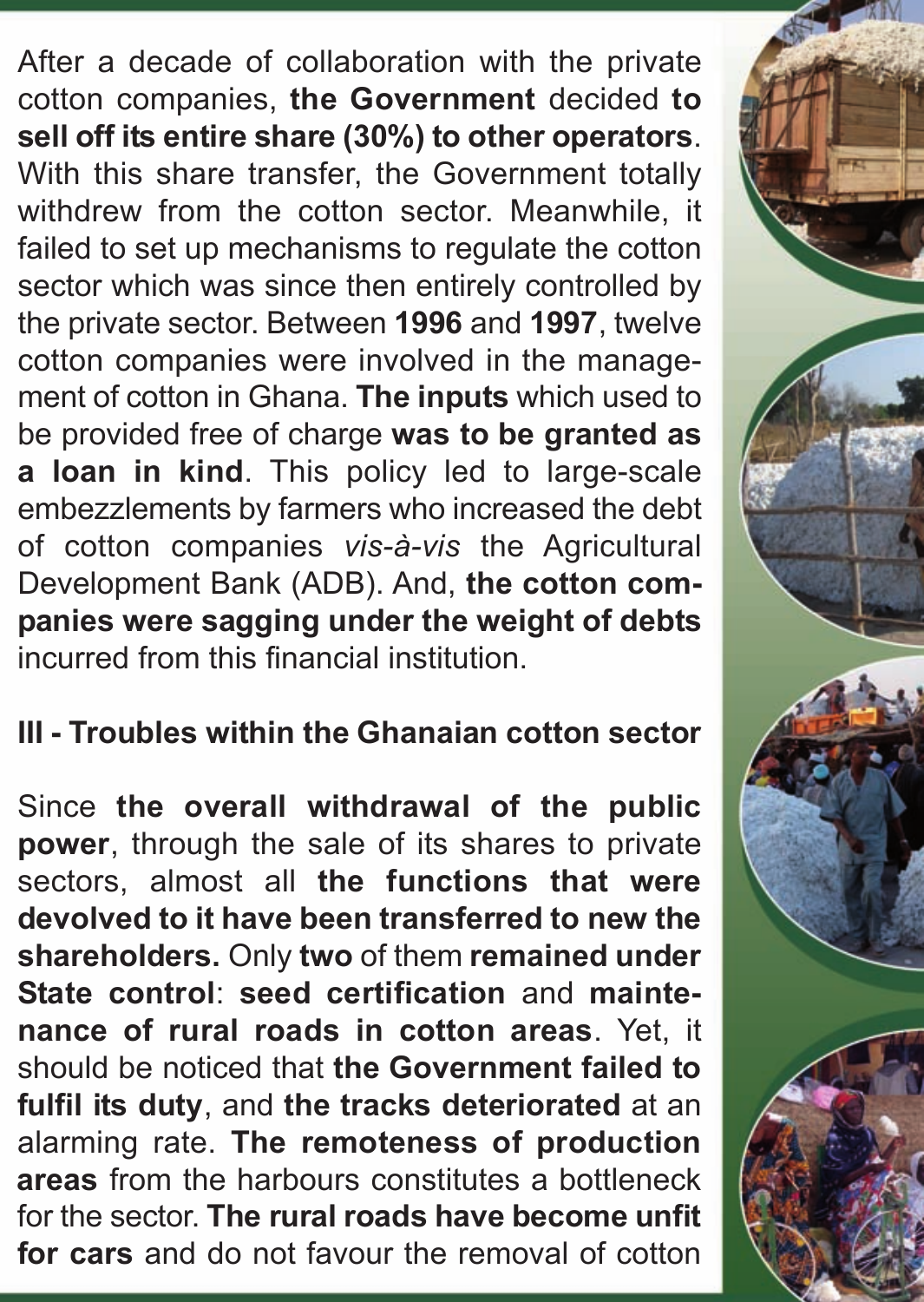After a decade of collaboration with the private cotton companies, **the Government** decided **to sell off its entire share (30%) to other operators**. With this share transfer, the Government totally withdrew from the cotton sector. Meanwhile, it failed to set up mechanisms to regulate the cotton sector which was since then entirely controlled by the private sector. Between **1996** and **1997**, twelve cotton companies were involved in the management of cotton in Ghana. **The inputs** which used to be provided free of charge **was to be granted as a loan in kind**. This policy led to large-scale embezzlements by farmers who increased the debt of cotton companies *vis-à-vis* the Agricultural Development Bank (ADB). And, **the cotton companies were sagging under the weight of debts** incurred from this financial institution.

## III - Troubles within the Ghanaian cotton sector

Since **the overall withdrawal of the public power**, through the sale of its shares to private sectors, almost all **the functions that were devolved to it have been transferred to new the shareholders.** Only **two** of them **remained under State control**: **seed certification** and **maintenance of rural roads in cotton areas**. Yet, it should be noticed that **the Government failed to fulfil its duty**, and **the tracks deteriorated** at an alarming rate. **The remoteness of production areas** from the harbours constitutes a bottleneck for the sector. **The rural roads have become unfit for cars** and do not favour the removal of cotton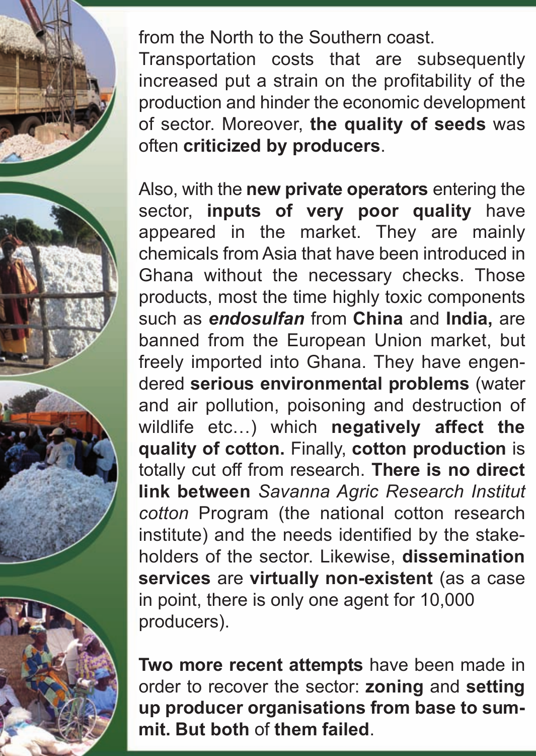from the North to the Southern coast. Transportation costs that are subsequently increased put a strain on the profitability of the production and hinder the economic development of sector. Moreover, **the quality of seeds** was often **criticized by producers**.

Also, with the **new private operators** entering the sector, **inputs of very poor quality** have appeared in the market. They are mainly chemicals from Asia that have been introduced in Ghana without the necessary checks. Those products, most the time highly toxic components such as ***endosulfan*** from **China** and **India,** are banned from the European Union market, but freely imported into Ghana. They have engendered **serious environmental problems** (water and air pollution, poisoning and destruction of wildlife etc…) which **negatively affect the quality of cotton.** Finally, **cotton production** is totally cut off from research. **There is no direct link between** *Savanna Agric Research Institut cotton* Program (the national cotton research institute) and the needs identified by the stakeholders of the sector. Likewise, **dissemination services** are **virtually non-existent** (as a case in point, there is only one agent for 10,000 producers).

**Two more recent attempts** have been made in order to recover the sector: **zoning** and **setting up producer organisations from base to summit. But both** of **them failed**.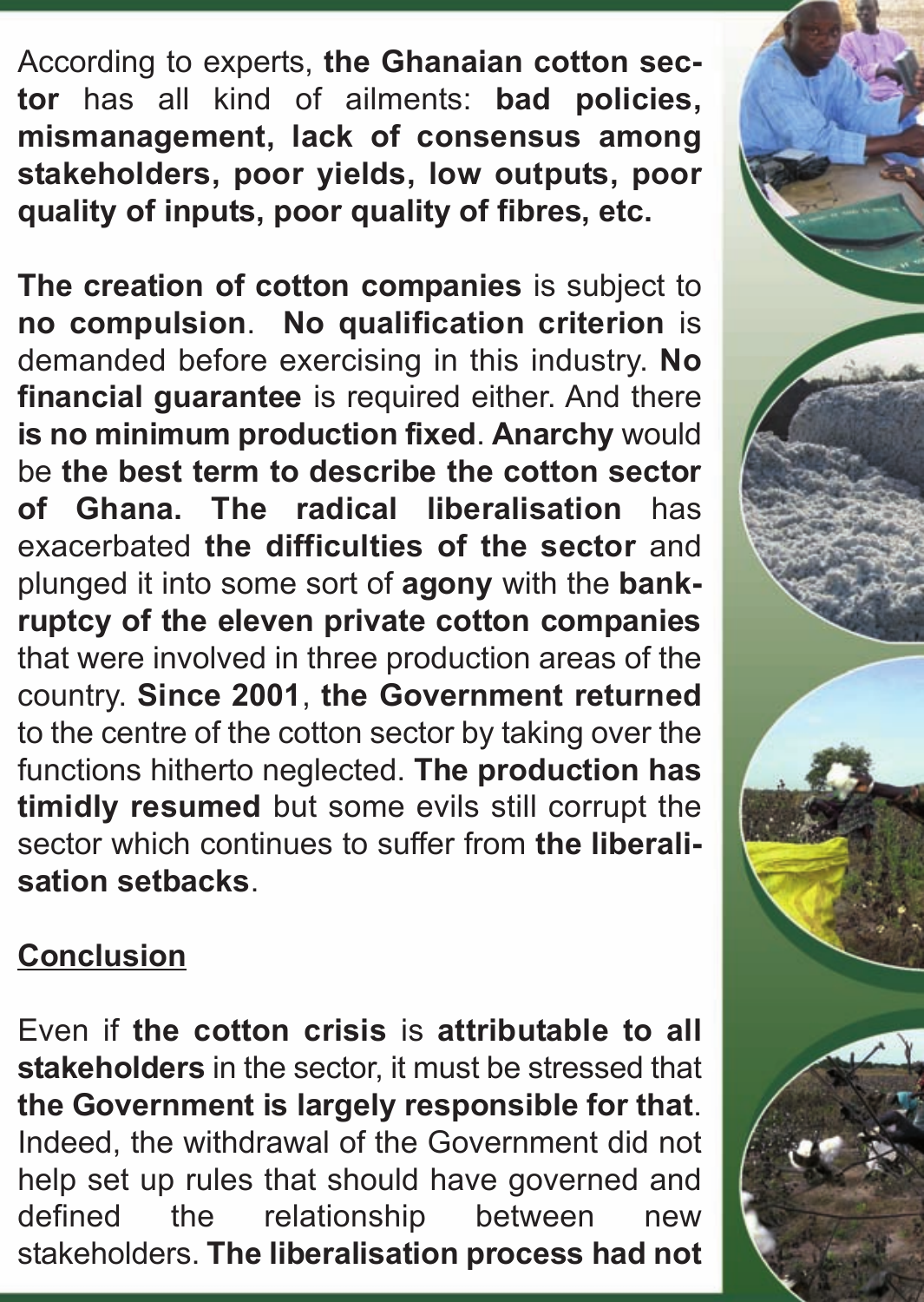According to experts, **the Ghanaian cotton sector** has all kind of ailments: **bad policies, mismanagement, lack of consensus among stakeholders, poor yields, low outputs, poor quality of inputs, poor quality of fibres, etc.**

**The creation of cotton companies** is subject to **no compulsion**. **No qualification criterion** is demanded before exercising in this industry. **No financial guarantee** is required either. And there **is no minimum production fixed**. **Anarchy** would be **the best term to describe the cotton sector of Ghana. The radical liberalisation** has exacerbated **the difficulties of the sector** and plunged it into some sort of **agony** with the **bankruptcy of the eleven private cotton companies** that were involved in three production areas of the country. **Since 2001**, **the Government returned** to the centre of the cotton sector by taking over the functions hitherto neglected. **The production has timidly resumed** but some evils still corrupt the sector which continues to suffer from **the liberalisation setbacks**.

## Conclusion

Even if **the cotton crisis** is **attributable to all stakeholders** in the sector, it must be stressed that **the Government is largely responsible for that**. Indeed, the withdrawal of the Government did not help set up rules that should have governed and defined the relationship between new stakeholders. **The liberalisation process had not**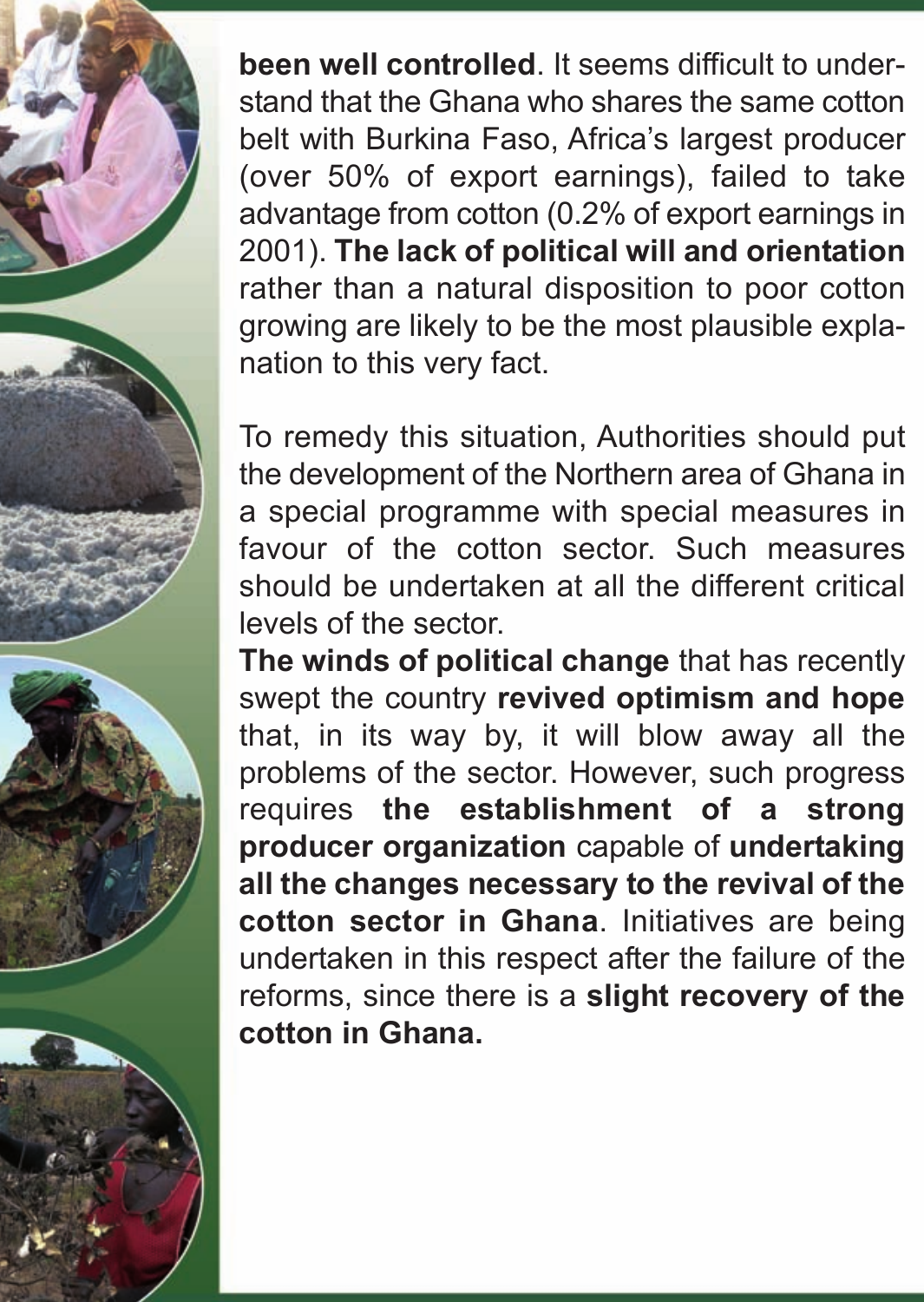**been well controlled**. It seems difficult to understand that the Ghana who shares the same cotton belt with Burkina Faso, Africa's largest producer (over 50% of export earnings), failed to take advantage from cotton (0.2% of export earnings in 2001). **The lack of political will and orientation** rather than a natural disposition to poor cotton growing are likely to be the most plausible explanation to this very fact.

To remedy this situation, Authorities should put the development of the Northern area of Ghana in a special programme with special measures in favour of the cotton sector. Such measures should be undertaken at all the different critical levels of the sector.

**The winds of political change** that has recently swept the country **revived optimism and hope** that, in its way by, it will blow away all the problems of the sector. However, such progress requires **the establishment of a strong producer organization** capable of **undertaking all the changes necessary to the revival of the cotton sector in Ghana**. Initiatives are being undertaken in this respect after the failure of the reforms, since there is a **slight recovery of the cotton in Ghana.**